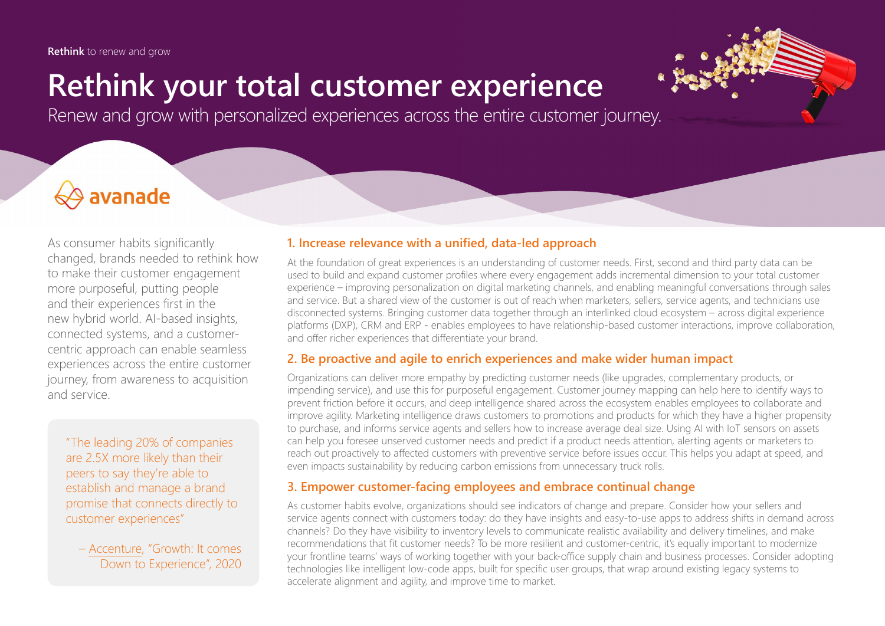**Rethink** to renew and grow

# Rethink your total customer experience

Renew and grow with personalized experiences across the entire customer journey.

avanade

As consumer habits significantly changed, brands needed to rethink how to make their customer engagement more purposeful, putting people and their experiences first in the new hybrid world. AI-based insights, connected systems, and a customer-centric approach can enable seamless experiences across the entire customer journey, from awareness to acquisition and service.

> "The leading 20% of companies are 2.5X more likely than their peers to say they're able to establish and manage a brand promise that connects directly to customer experiences"
>
> – Accenture, "Growth: It comes Down to Experience", 2020

## 1. Increase relevance with a unified, data-led approach

At the foundation of great experiences is an understanding of customer needs. First, second and third party data can be used to build and expand customer profiles where every engagement adds incremental dimension to your total customer experience – improving personalization on digital marketing channels, and enabling meaningful conversations through sales and service. But a shared view of the customer is out of reach when marketers, sellers, service agents, and technicians use disconnected systems. Bringing customer data together through an interlinked cloud ecosystem – across digital experience platforms (DXP), CRM and ERP - enables employees to have relationship-based customer interactions, improve collaboration, and offer richer experiences that differentiate your brand.

## 2. Be proactive and agile to enrich experiences and make wider human impact

Organizations can deliver more empathy by predicting customer needs (like upgrades, complementary products, or impending service), and use this for purposeful engagement. Customer journey mapping can help here to identify ways to prevent friction before it occurs, and deep intelligence shared across the ecosystem enables employees to collaborate and improve agility. Marketing intelligence draws customers to promotions and products for which they have a higher propensity to purchase, and informs service agents and sellers how to increase average deal size. Using AI with IoT sensors on assets can help you foresee unserved customer needs and predict if a product needs attention, alerting agents or marketers to reach out proactively to affected customers with preventive service before issues occur. This helps you adapt at speed, and even impacts sustainability by reducing carbon emissions from unnecessary truck rolls.

## 3. Empower customer-facing employees and embrace continual change

As customer habits evolve, organizations should see indicators of change and prepare. Consider how your sellers and service agents connect with customers today: do they have insights and easy-to-use apps to address shifts in demand across channels? Do they have visibility to inventory levels to communicate realistic availability and delivery timelines, and make recommendations that fit customer needs? To be more resilient and customer-centric, it's equally important to modernize your frontline teams' ways of working together with your back-office supply chain and business processes. Consider adopting technologies like intelligent low-code apps, built for specific user groups, that wrap around existing legacy systems to accelerate alignment and agility, and improve time to market.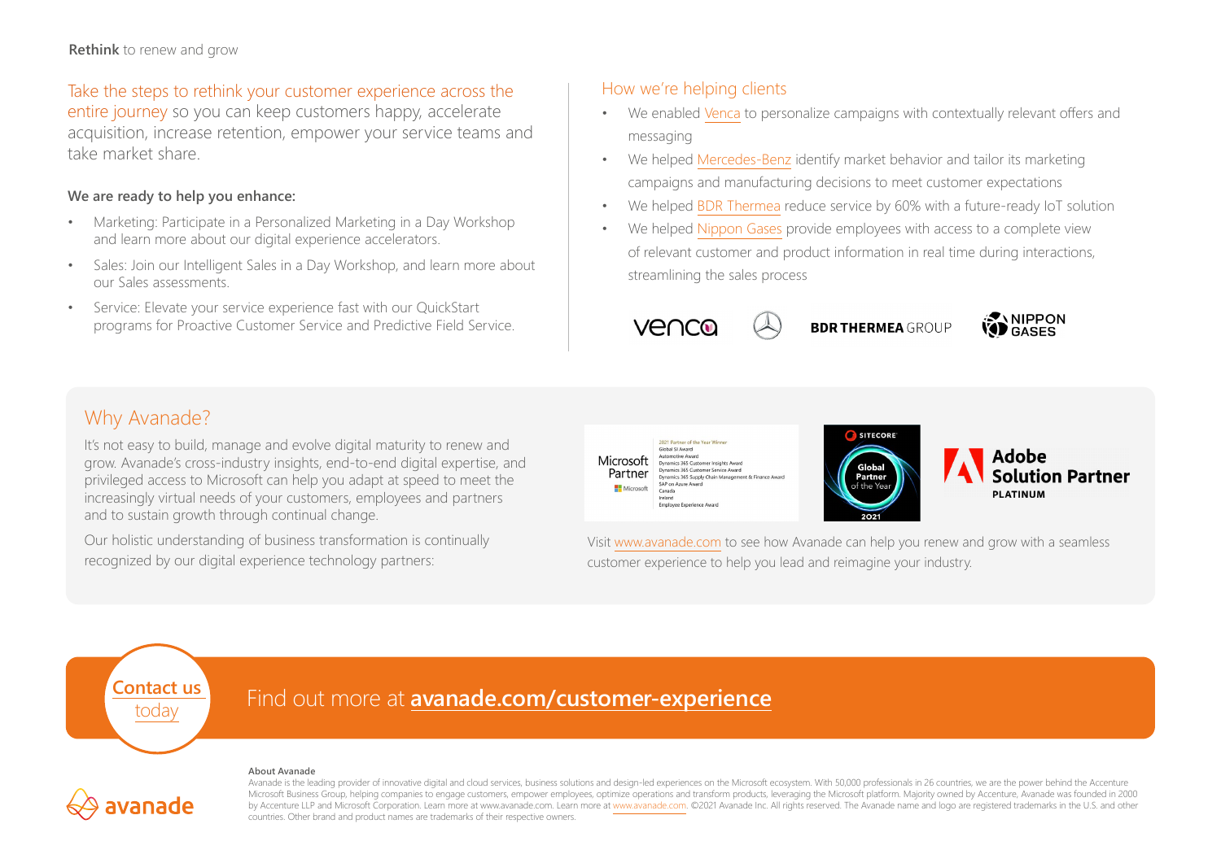Take the steps to rethink your customer experience across the entire journey so you can keep customers happy, accelerate acquisition, increase retention, empower your service teams and take market share.

**We are ready to help you enhance:**

- Marketing: Participate in a Personalized Marketing in a Day Workshop and learn more about our digital experience accelerators.
- Sales: Join our Intelligent Sales in a Day Workshop, and learn more about our Sales assessments.
- Service: Elevate your service experience fast with our QuickStart programs for Proactive Customer Service and Predictive Field Service.

## How we're helping clients

- We enabled Venca to personalize campaigns with contextually relevant offers and messaging
- We helped Mercedes-Benz identify market behavior and tailor its marketing campaigns and manufacturing decisions to meet customer expectations
- We helped BDR Thermea reduce service by 60% with a future-ready IoT solution
- We helped Nippon Gases provide employees with access to a complete view of relevant customer and product information in real time during interactions, streamlining the sales process

venca

BDR THERMEA GROUP

NIPPON GASES

## Why Avanade?

It's not easy to build, manage and evolve digital maturity to renew and grow. Avanade's cross-industry insights, end-to-end digital expertise, and privileged access to Microsoft can help you adapt at speed to meet the increasingly virtual needs of your customers, employees and partners and to sustain growth through continual change.

Our holistic understanding of business transformation is continually recognized by our digital experience technology partners:

Microsoft Partner
2021 Partner of the Year Winner
Global SI Award
Automotive Award
Dynamics 365 Customer Insights Award
Dynamics 365 Customer Service Award
Dynamics 365 Supply Chain Management & Finance Award
SAP on Azure Award
Canada
Ireland
Employee Experience Award

SITECORE Global Partner of the Year 2021

Adobe Solution Partner PLATINUM

Visit www.avanade.com to see how Avanade can help you renew and grow with a seamless customer experience to help you lead and reimagine your industry.

**Contact us** today

Find out more at **avanade.com/customer-experience**

**About Avanade**

Avanade is the leading provider of innovative digital and cloud services, business solutions and design-led experiences on the Microsoft ecosystem. With 50,000 professionals in 26 countries, we are the power behind the Accenture Microsoft Business Group, helping companies to engage customers, empower employees, optimize operations and transform products, leveraging the Microsoft platform. Majority owned by Accenture, Avanade was founded in 2000 by Accenture LLP and Microsoft Corporation. Learn more at www.avanade.com. Learn more at www.avanade.com. ©2021 Avanade Inc. All rights reserved. The Avanade name and logo are registered trademarks in the U.S. and other countries. Other brand and product names are trademarks of their respective owners.

avanade